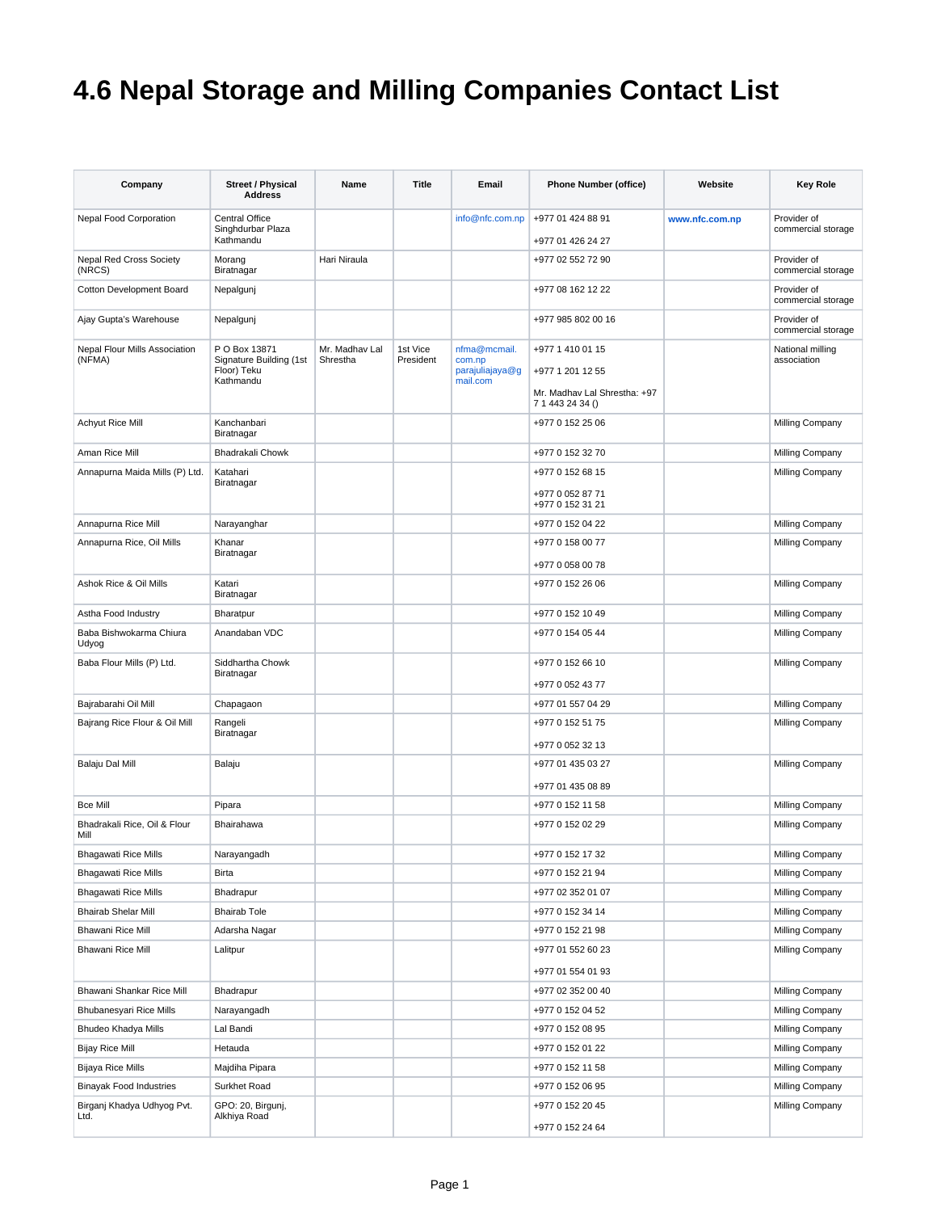# 4.6 Nepal Storage and Milling Companies Contact List

| Company | Street / Physical Address | Name | Title | Email | Phone Number (office) | Website | Key Role |
|---|---|---|---|---|---|---|---|
| Nepal Food Corporation | Central Office Singhdurbar Plaza Kathmandu | | | info@nfc.com.np | +977 01 424 88 91<br><br>+977 01 426 24 27 | **www.nfc.com.np** | Provider of commercial storage |
| Nepal Red Cross Society (NRCS) | Morang Biratnagar | Hari Niraula | | | +977 02 552 72 90 | | Provider of commercial storage |
| Cotton Development Board | Nepalgunj | | | | +977 08 162 12 22 | | Provider of commercial storage |
| Ajay Gupta's Warehouse | Nepalgunj | | | | +977 985 802 00 16 | | Provider of commercial storage |
| Nepal Flour Mills Association (NFMA) | P O Box 13871 Signature Building (1st Floor) Teku Kathmandu | Mr. Madhav Lal Shrestha | 1st Vice President | nfma@mcmail.com.np parajuliajaya@gmail.com | +977 1 410 01 15<br><br>+977 1 201 12 55<br><br>Mr. Madhav Lal Shrestha: +977 1 443 24 34 () | | National milling association |
| Achyut Rice Mill | Kanchanbari Biratnagar | | | | +977 0 152 25 06 | | Milling Company |
| Aman Rice Mill | Bhadrakali Chowk | | | | +977 0 152 32 70 | | Milling Company |
| Annapurna Maida Mills (P) Ltd. | Katahari Biratnagar | | | | +977 0 152 68 15<br><br>+977 0 052 87 71<br>+977 0 152 31 21 | | Milling Company |
| Annapurna Rice Mill | Narayanghar | | | | +977 0 152 04 22 | | Milling Company |
| Annapurna Rice, Oil Mills | Khanar Biratnagar | | | | +977 0 158 00 77<br><br>+977 0 058 00 78 | | Milling Company |
| Ashok Rice & Oil Mills | Katari Biratnagar | | | | +977 0 152 26 06 | | Milling Company |
| Astha Food Industry | Bharatpur | | | | +977 0 152 10 49 | | Milling Company |
| Baba Bishwokarma Chiura Udyog | Anandaban VDC | | | | +977 0 154 05 44 | | Milling Company |
| Baba Flour Mills (P) Ltd. | Siddhartha Chowk Biratnagar | | | | +977 0 152 66 10<br><br>+977 0 052 43 77 | | Milling Company |
| Bajrabarahi Oil Mill | Chapagaon | | | | +977 01 557 04 29 | | Milling Company |
| Bajrang Rice Flour & Oil Mill | Rangeli Biratnagar | | | | +977 0 152 51 75<br><br>+977 0 052 32 13 | | Milling Company |
| Balaju Dal Mill | Balaju | | | | +977 01 435 03 27<br><br>+977 01 435 08 89 | | Milling Company |
| Bce Mill | Pipara | | | | +977 0 152 11 58 | | Milling Company |
| Bhadrakali Rice, Oil & Flour Mill | Bhairahawa | | | | +977 0 152 02 29 | | Milling Company |
| Bhagawati Rice Mills | Narayangadh | | | | +977 0 152 17 32 | | Milling Company |
| Bhagawati Rice Mills | Birta | | | | +977 0 152 21 94 | | Milling Company |
| Bhagawati Rice Mills | Bhadrapur | | | | +977 02 352 01 07 | | Milling Company |
| Bhairab Shelar Mill | Bhairab Tole | | | | +977 0 152 34 14 | | Milling Company |
| Bhawani Rice Mill | Adarsha Nagar | | | | +977 0 152 21 98 | | Milling Company |
| Bhawani Rice Mill | Lalitpur | | | | +977 01 552 60 23<br><br>+977 01 554 01 93 | | Milling Company |
| Bhawani Shankar Rice Mill | Bhadrapur | | | | +977 02 352 00 40 | | Milling Company |
| Bhubanesyari Rice Mills | Narayangadh | | | | +977 0 152 04 52 | | Milling Company |
| Bhudeo Khadya Mills | Lal Bandi | | | | +977 0 152 08 95 | | Milling Company |
| Bijay Rice Mill | Hetauda | | | | +977 0 152 01 22 | | Milling Company |
| Bijaya Rice Mills | Majdiha Pipara | | | | +977 0 152 11 58 | | Milling Company |
| Binayak Food Industries | Surkhet Road | | | | +977 0 152 06 95 | | Milling Company |
| Birganj Khadya Udhyog Pvt. Ltd. | GPO: 20, Birgunj, Alkhiya Road | | | | +977 0 152 20 45<br><br>+977 0 152 24 64 | | Milling Company |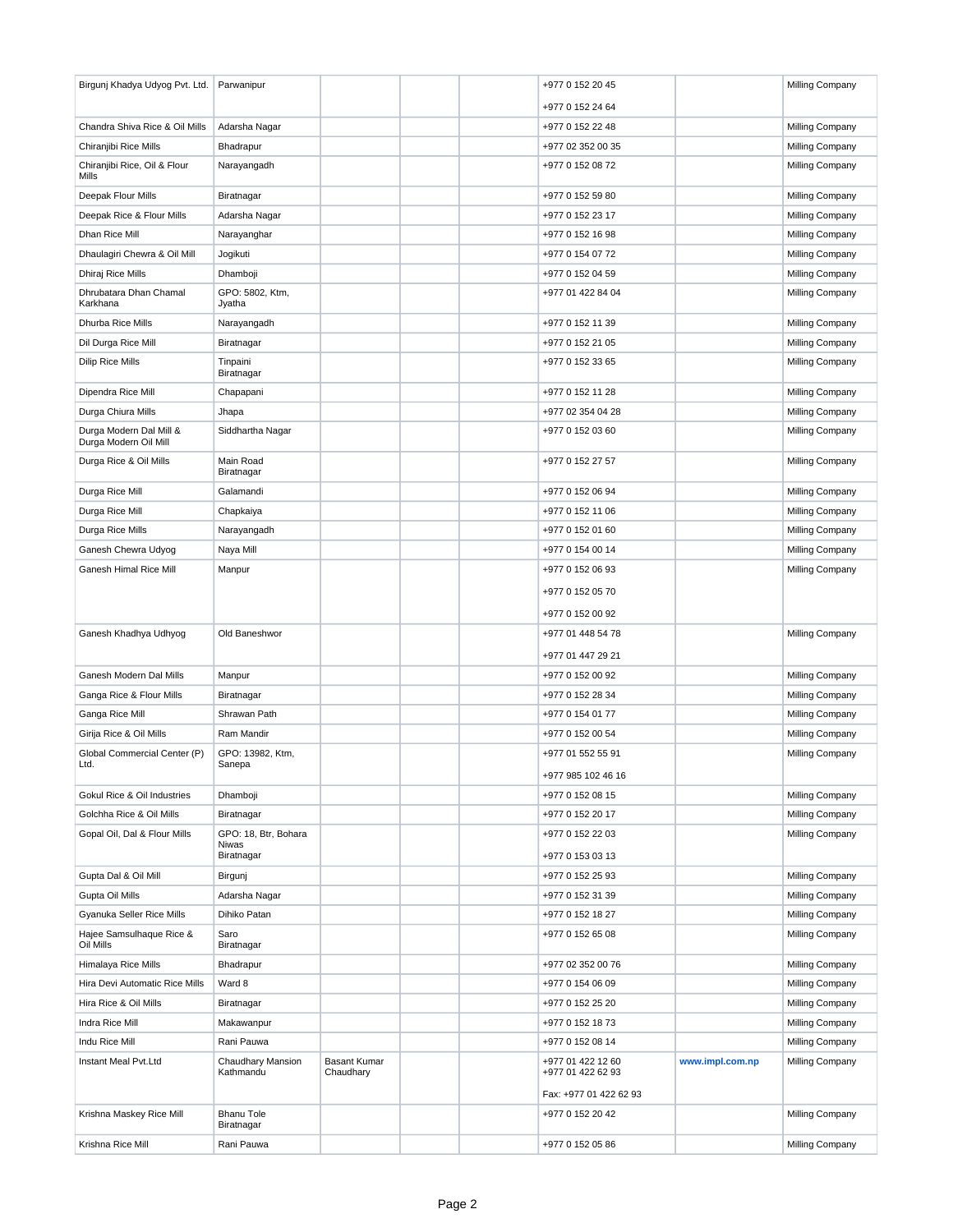| | | | | | | | |
|---|---|---|---|---|---|---|---|
| Birgunj Khadya Udyog Pvt. Ltd. | Parwanipur | | | | +977 0 152 20 45<br>+977 0 152 24 64 | | Milling Company |
| Chandra Shiva Rice & Oil Mills | Adarsha Nagar | | | | +977 0 152 22 48 | | Milling Company |
| Chiranjibi Rice Mills | Bhadrapur | | | | +977 02 352 00 35 | | Milling Company |
| Chiranjibi Rice, Oil & Flour Mills | Narayangadh | | | | +977 0 152 08 72 | | Milling Company |
| Deepak Flour Mills | Biratnagar | | | | +977 0 152 59 80 | | Milling Company |
| Deepak Rice & Flour Mills | Adarsha Nagar | | | | +977 0 152 23 17 | | Milling Company |
| Dhan Rice Mill | Narayanghar | | | | +977 0 152 16 98 | | Milling Company |
| Dhaulagiri Chewra & Oil Mill | Jogikuti | | | | +977 0 154 07 72 | | Milling Company |
| Dhiraj Rice Mills | Dhamboji | | | | +977 0 152 04 59 | | Milling Company |
| Dhrubatara Dhan Chamal Karkhana | GPO: 5802, Ktm, Jyatha | | | | +977 01 422 84 04 | | Milling Company |
| Dhurba Rice Mills | Narayangadh | | | | +977 0 152 11 39 | | Milling Company |
| Dil Durga Rice Mill | Biratnagar | | | | +977 0 152 21 05 | | Milling Company |
| Dilip Rice Mills | Tinpaini Biratnagar | | | | +977 0 152 33 65 | | Milling Company |
| Dipendra Rice Mill | Chapapani | | | | +977 0 152 11 28 | | Milling Company |
| Durga Chiura Mills | Jhapa | | | | +977 02 354 04 28 | | Milling Company |
| Durga Modern Dal Mill & Durga Modern Oil Mill | Siddhartha Nagar | | | | +977 0 152 03 60 | | Milling Company |
| Durga Rice & Oil Mills | Main Road Biratnagar | | | | +977 0 152 27 57 | | Milling Company |
| Durga Rice Mill | Galamandi | | | | +977 0 152 06 94 | | Milling Company |
| Durga Rice Mill | Chapkaiya | | | | +977 0 152 11 06 | | Milling Company |
| Durga Rice Mills | Narayangadh | | | | +977 0 152 01 60 | | Milling Company |
| Ganesh Chewra Udyog | Naya Mill | | | | +977 0 154 00 14 | | Milling Company |
| Ganesh Himal Rice Mill | Manpur | | | | +977 0 152 06 93<br>+977 0 152 05 70<br>+977 0 152 00 92 | | Milling Company |
| Ganesh Khadhya Udhyog | Old Baneshwor | | | | +977 01 448 54 78<br>+977 01 447 29 21 | | Milling Company |
| Ganesh Modern Dal Mills | Manpur | | | | +977 0 152 00 92 | | Milling Company |
| Ganga Rice & Flour Mills | Biratnagar | | | | +977 0 152 28 34 | | Milling Company |
| Ganga Rice Mill | Shrawan Path | | | | +977 0 154 01 77 | | Milling Company |
| Girija Rice & Oil Mills | Ram Mandir | | | | +977 0 152 00 54 | | Milling Company |
| Global Commercial Center (P) Ltd. | GPO: 13982, Ktm, Sanepa | | | | +977 01 552 55 91<br>+977 985 102 46 16 | | Milling Company |
| Gokul Rice & Oil Industries | Dhamboji | | | | +977 0 152 08 15 | | Milling Company |
| Golchha Rice & Oil Mills | Biratnagar | | | | +977 0 152 20 17 | | Milling Company |
| Gopal Oil, Dal & Flour Mills | GPO: 18, Btr, Bohara Niwas Biratnagar | | | | +977 0 152 22 03<br>+977 0 153 03 13 | | Milling Company |
| Gupta Dal & Oil Mill | Birgunj | | | | +977 0 152 25 93 | | Milling Company |
| Gupta Oil Mills | Adarsha Nagar | | | | +977 0 152 31 39 | | Milling Company |
| Gyanuka Seller Rice Mills | Dihiko Patan | | | | +977 0 152 18 27 | | Milling Company |
| Hajee Samsulhaque Rice & Oil Mills | Saro Biratnagar | | | | +977 0 152 65 08 | | Milling Company |
| Himalaya Rice Mills | Bhadrapur | | | | +977 02 352 00 76 | | Milling Company |
| Hira Devi Automatic Rice Mills | Ward 8 | | | | +977 0 154 06 09 | | Milling Company |
| Hira Rice & Oil Mills | Biratnagar | | | | +977 0 152 25 20 | | Milling Company |
| Indra Rice Mill | Makawanpur | | | | +977 0 152 18 73 | | Milling Company |
| Indu Rice Mill | Rani Pauwa | | | | +977 0 152 08 14 | | Milling Company |
| Instant Meal Pvt.Ltd | Chaudhary Mansion Kathmandu | Basant Kumar Chaudhary | | | +977 01 422 12 60<br>+977 01 422 62 93<br>Fax: +977 01 422 62 93 | www.impl.com.np | Milling Company |
| Krishna Maskey Rice Mill | Bhanu Tole Biratnagar | | | | +977 0 152 20 42 | | Milling Company |
| Krishna Rice Mill | Rani Pauwa | | | | +977 0 152 05 86 | | Milling Company |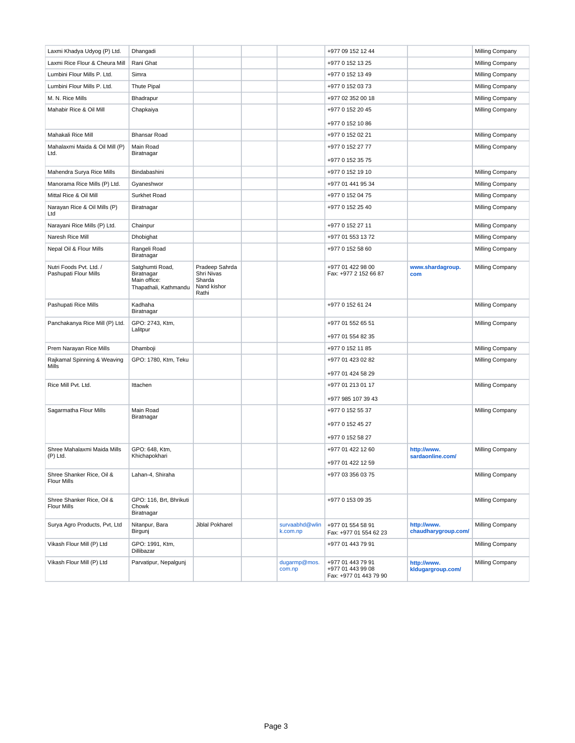| | | | | | | | |
|---|---|---|---|---|---|---|---|
| Laxmi Khadya Udyog (P) Ltd. | Dhangadi | | | | +977 09 152 12 44 | | Milling Company |
| Laxmi Rice Flour & Cheura Mill | Rani Ghat | | | | +977 0 152 13 25 | | Milling Company |
| Lumbini Flour Mills P. Ltd. | Simra | | | | +977 0 152 13 49 | | Milling Company |
| Lumbini Flour Mills P. Ltd. | Thute Pipal | | | | +977 0 152 03 73 | | Milling Company |
| M. N. Rice Mills | Bhadrapur | | | | +977 02 352 00 18 | | Milling Company |
| Mahabir Rice & Oil Mill | Chapkaiya | | | | +977 0 152 20 45<br>+977 0 152 10 86 | | Milling Company |
| Mahakali Rice Mill | Bhansar Road | | | | +977 0 152 02 21 | | Milling Company |
| Mahalaxmi Maida & Oil Mill (P) Ltd. | Main Road Biratnagar | | | | +977 0 152 27 77<br>+977 0 152 35 75 | | Milling Company |
| Mahendra Surya Rice Mills | Bindabashini | | | | +977 0 152 19 10 | | Milling Company |
| Manorama Rice Mills (P) Ltd. | Gyaneshwor | | | | +977 01 441 95 34 | | Milling Company |
| Mittal Rice & Oil Mill | Surkhet Road | | | | +977 0 152 04 75 | | Milling Company |
| Narayan Rice & Oil Mills (P) Ltd | Biratnagar | | | | +977 0 152 25 40 | | Milling Company |
| Narayani Rice Mills (P) Ltd. | Chainpur | | | | +977 0 152 27 11 | | Milling Company |
| Naresh Rice Mill | Dhobighat | | | | +977 01 553 13 72 | | Milling Company |
| Nepal Oil & Flour Mills | Rangeli Road Biratnagar | | | | +977 0 152 58 60 | | Milling Company |
| Nutri Foods Pvt. Ltd. / Pashupati Flour Mills | Satghumti Road, Biratnagar Main office: Thapathali, Kathmandu | Pradeep Sahrda Shri Nivas Sharda Nand kishor Rathi | | | +977 01 422 98 00<br>Fax: +977 2 152 66 87 | **www.shardagroup.com** | Milling Company |
| Pashupati Rice Mills | Kadhaha Biratnagar | | | | +977 0 152 61 24 | | Milling Company |
| Panchakanya Rice Mill (P) Ltd. | GPO: 2743, Ktm, Lalitpur | | | | +977 01 552 65 51<br>+977 01 554 82 35 | | Milling Company |
| Prem Narayan Rice Mills | Dhamboji | | | | +977 0 152 11 85 | | Milling Company |
| Rajkamal Spinning & Weaving Mills | GPO: 1780, Ktm, Teku | | | | +977 01 423 02 82<br>+977 01 424 58 29 | | Milling Company |
| Rice Mill Pvt. Ltd. | Ittachen | | | | +977 01 213 01 17<br>+977 985 107 39 43 | | Milling Company |
| Sagarmatha Flour Mills | Main Road Biratnagar | | | | +977 0 152 55 37<br>+977 0 152 45 27<br>+977 0 152 58 27 | | Milling Company |
| Shree Mahalaxmi Maida Mills (P) Ltd. | GPO: 648, Ktm, Khichapokhari | | | | +977 01 422 12 60<br>+977 01 422 12 59 | **http://www.sardaonline.com/** | Milling Company |
| Shree Shanker Rice, Oil & Flour Mills | Lahan-4, Shiraha | | | | +977 03 356 03 75 | | Milling Company |
| Shree Shanker Rice, Oil & Flour Mills | GPO: 116, Brt, Bhrikuti Chowk Biratnagar | | | | +977 0 153 09 35 | | Milling Company |
| Surya Agro Products, Pvt, Ltd | Nitanpur, Bara Birgunj | Jiblal Pokharel | | survaabhd@wlink.com.np | +977 01 554 58 91<br>Fax: +977 01 554 62 23 | **http://www.chaudharygroup.com/** | Milling Company |
| Vikash Flour Mill (P) Ltd | GPO: 1991, Ktm, Dillibazar | | | | +977 01 443 79 91 | | Milling Company |
| Vikash Flour Mill (P) Ltd | Parvatipur, Nepalgunj | | | dugarmp@mos.com.np | +977 01 443 79 91<br>+977 01 443 99 08<br>Fax: +977 01 443 79 90 | **http://www.kldugargroup.com/** | Milling Company |